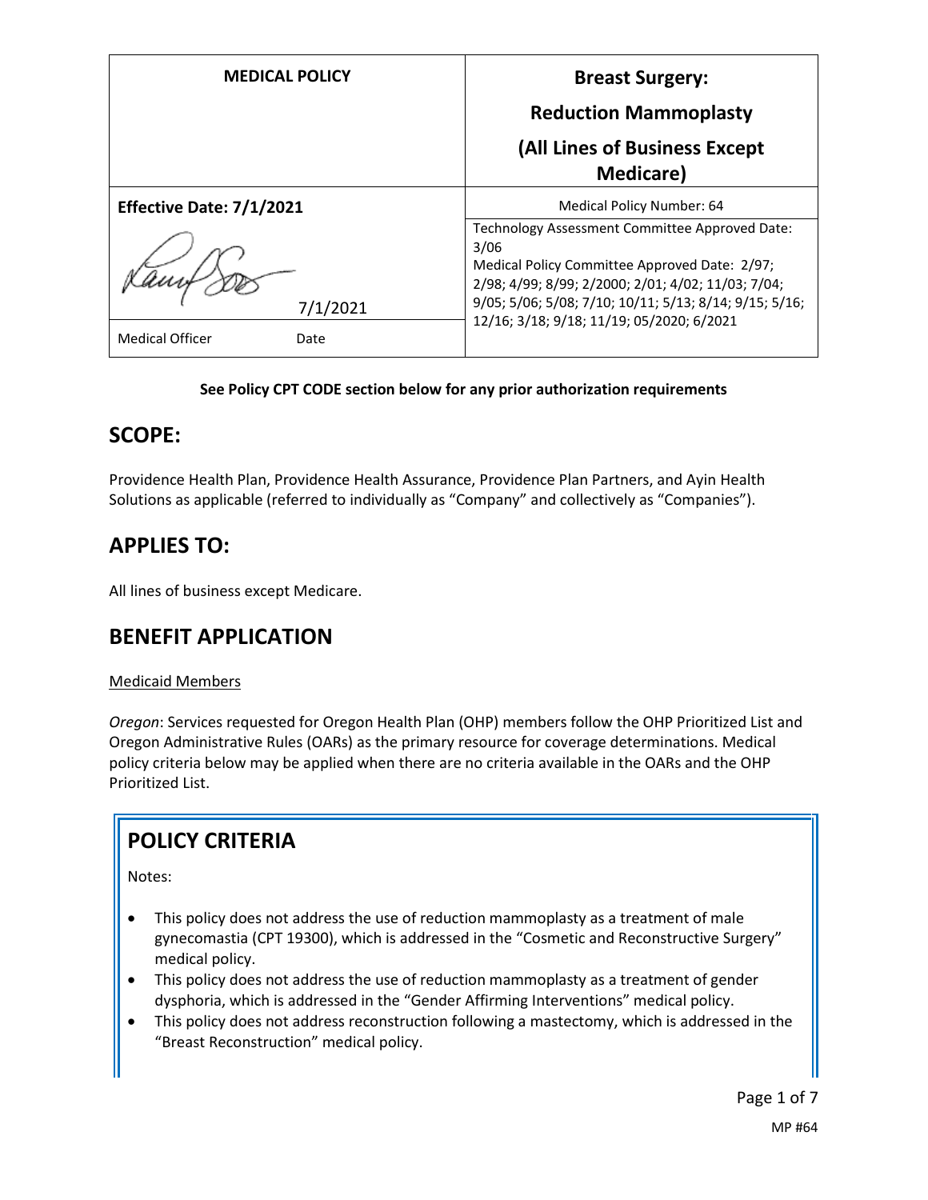| MEDICAL POLICY | Breast Surgery: Reduction Mammoplasty (All Lines of Business Except Medicare) |
| --- | --- |
| **Effective Date: 7/1/2021** | Medical Policy Number: 64 |
| 7/1/2021<br>Medical Officer Date | Technology Assessment Committee Approved Date: 3/06<br>Medical Policy Committee Approved Date: 2/97; 2/98; 4/99; 8/99; 2/2000; 2/01; 4/02; 11/03; 7/04; 9/05; 5/06; 5/08; 7/10; 10/11; 5/13; 8/14; 9/15; 5/16; 12/16; 3/18; 9/18; 11/19; 05/2020; 6/2021 |

**See Policy CPT CODE section below for any prior authorization requirements**

## SCOPE:

Providence Health Plan, Providence Health Assurance, Providence Plan Partners, and Ayin Health Solutions as applicable (referred to individually as "Company" and collectively as "Companies").

## APPLIES TO:

All lines of business except Medicare.

## BENEFIT APPLICATION

Medicaid Members

*Oregon*: Services requested for Oregon Health Plan (OHP) members follow the OHP Prioritized List and Oregon Administrative Rules (OARs) as the primary resource for coverage determinations. Medical policy criteria below may be applied when there are no criteria available in the OARs and the OHP Prioritized List.

## POLICY CRITERIA

Notes:

- This policy does not address the use of reduction mammoplasty as a treatment of male gynecomastia (CPT 19300), which is addressed in the "Cosmetic and Reconstructive Surgery" medical policy.
- This policy does not address the use of reduction mammoplasty as a treatment of gender dysphoria, which is addressed in the "Gender Affirming Interventions" medical policy.
- This policy does not address reconstruction following a mastectomy, which is addressed in the "Breast Reconstruction" medical policy.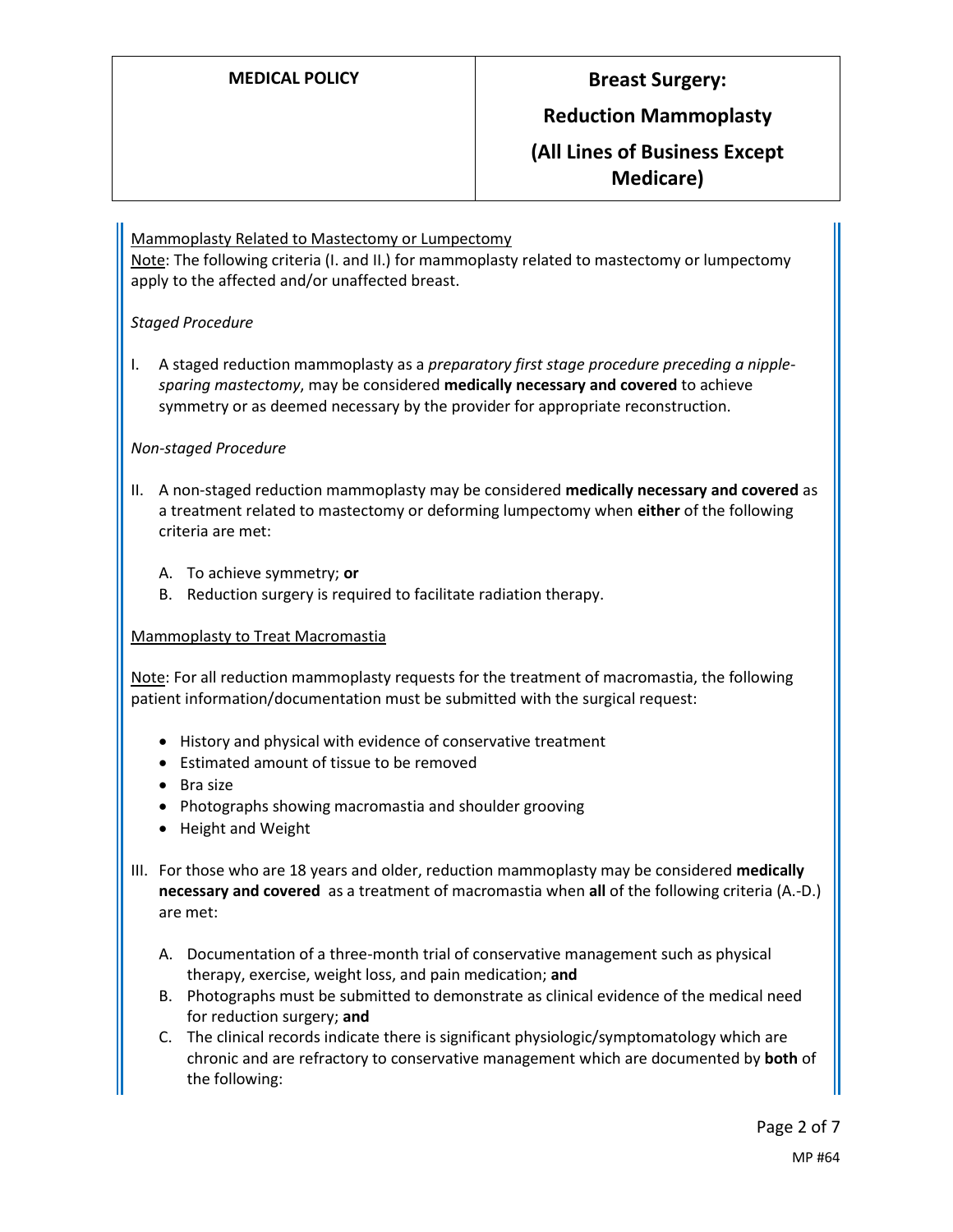Mammoplasty Related to Mastectomy or Lumpectomy

Note: The following criteria (I. and II.) for mammoplasty related to mastectomy or lumpectomy apply to the affected and/or unaffected breast.

*Staged Procedure*

I. A staged reduction mammoplasty as a *preparatory first stage procedure preceding a nipple-sparing mastectomy*, may be considered **medically necessary and covered** to achieve symmetry or as deemed necessary by the provider for appropriate reconstruction.

*Non-staged Procedure*

II. A non-staged reduction mammoplasty may be considered **medically necessary and covered** as a treatment related to mastectomy or deforming lumpectomy when **either** of the following criteria are met:

   A. To achieve symmetry; **or**
   B. Reduction surgery is required to facilitate radiation therapy.

Mammoplasty to Treat Macromastia

Note: For all reduction mammoplasty requests for the treatment of macromastia, the following patient information/documentation must be submitted with the surgical request:

- History and physical with evidence of conservative treatment
- Estimated amount of tissue to be removed
- Bra size
- Photographs showing macromastia and shoulder grooving
- Height and Weight

III. For those who are 18 years and older, reduction mammoplasty may be considered **medically necessary and covered** as a treatment of macromastia when **all** of the following criteria (A.-D.) are met:

   A. Documentation of a three-month trial of conservative management such as physical therapy, exercise, weight loss, and pain medication; **and**
   B. Photographs must be submitted to demonstrate as clinical evidence of the medical need for reduction surgery; **and**
   C. The clinical records indicate there is significant physiologic/symptomatology which are chronic and are refractory to conservative management which are documented by **both** of the following: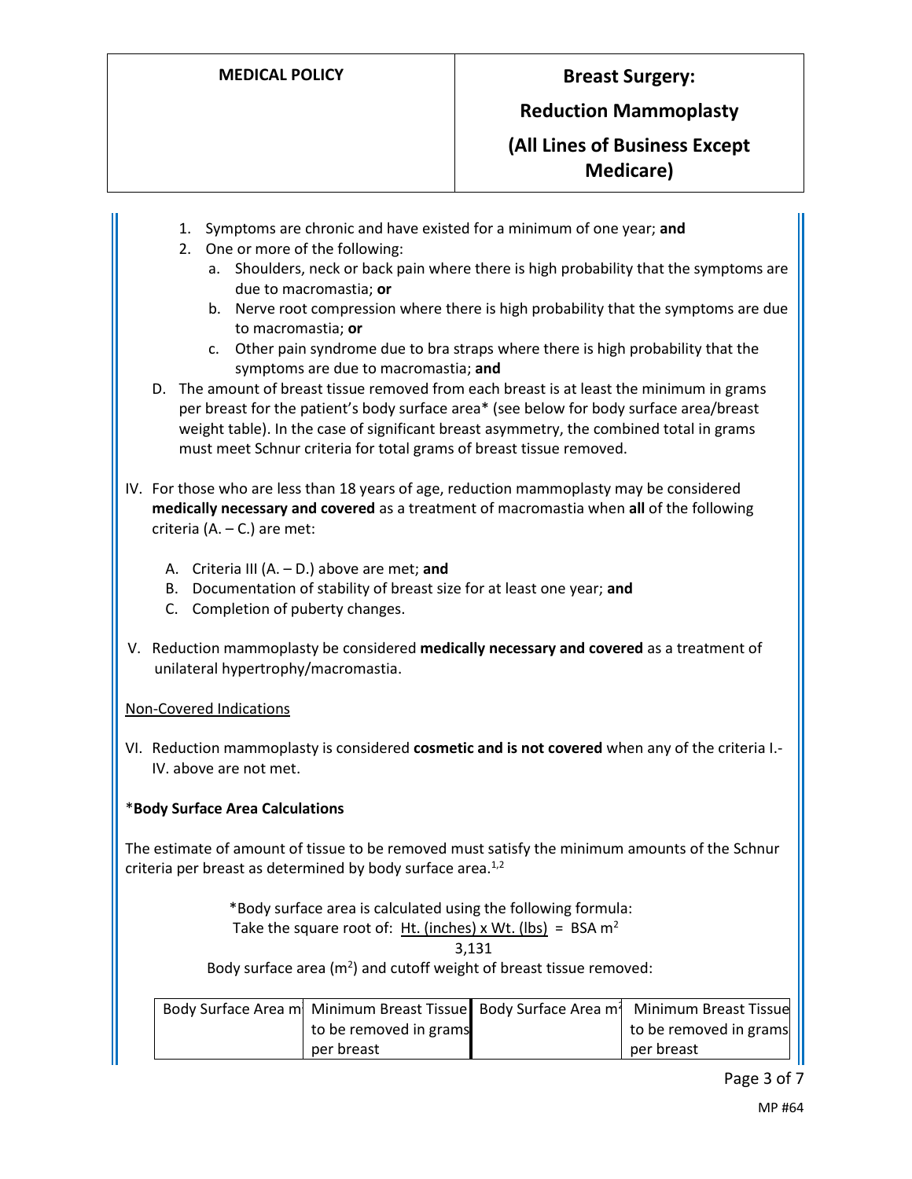1. Symptoms are chronic and have existed for a minimum of one year; **and**
2. One or more of the following:
   a. Shoulders, neck or back pain where there is high probability that the symptoms are due to macromastia; **or**
   b. Nerve root compression where there is high probability that the symptoms are due to macromastia; **or**
   c. Other pain syndrome due to bra straps where there is high probability that the symptoms are due to macromastia; **and**

D. The amount of breast tissue removed from each breast is at least the minimum in grams per breast for the patient's body surface area* (see below for body surface area/breast weight table). In the case of significant breast asymmetry, the combined total in grams must meet Schnur criteria for total grams of breast tissue removed.

IV. For those who are less than 18 years of age, reduction mammoplasty may be considered **medically necessary and covered** as a treatment of macromastia when **all** of the following criteria (A. – C.) are met:

   A. Criteria III (A. – D.) above are met; **and**
   B. Documentation of stability of breast size for at least one year; **and**
   C. Completion of puberty changes.

V. Reduction mammoplasty be considered **medically necessary and covered** as a treatment of unilateral hypertrophy/macromastia.

Non-Covered Indications

VI. Reduction mammoplasty is considered **cosmetic and is not covered** when any of the criteria I.-IV. above are not met.

***Body Surface Area Calculations**

The estimate of amount of tissue to be removed must satisfy the minimum amounts of the Schnur criteria per breast as determined by body surface area.[1,2]

*Body surface area is calculated using the following formula:

Take the square root of: $\frac{\text{Ht. (inches)} \times \text{Wt. (lbs)}}{3{,}131} = \text{BSA m}^2$

Body surface area ($m^2$) and cutoff weight of breast tissue removed:

| Body Surface Area $m^2$ | Minimum Breast Tissue to be removed in grams per breast | Body Surface Area $m^2$ | Minimum Breast Tissue to be removed in grams per breast |
|---|---|---|---|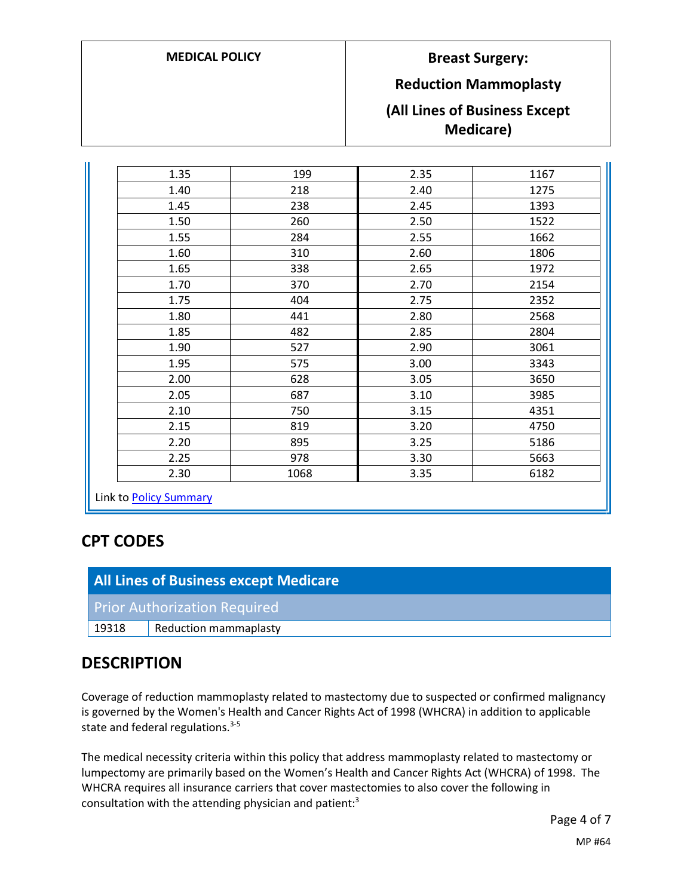| | | | |
|---|---|---|---|
| 1.35 | 199 | 2.35 | 1167 |
| 1.40 | 218 | 2.40 | 1275 |
| 1.45 | 238 | 2.45 | 1393 |
| 1.50 | 260 | 2.50 | 1522 |
| 1.55 | 284 | 2.55 | 1662 |
| 1.60 | 310 | 2.60 | 1806 |
| 1.65 | 338 | 2.65 | 1972 |
| 1.70 | 370 | 2.70 | 2154 |
| 1.75 | 404 | 2.75 | 2352 |
| 1.80 | 441 | 2.80 | 2568 |
| 1.85 | 482 | 2.85 | 2804 |
| 1.90 | 527 | 2.90 | 3061 |
| 1.95 | 575 | 3.00 | 3343 |
| 2.00 | 628 | 3.05 | 3650 |
| 2.05 | 687 | 3.10 | 3985 |
| 2.10 | 750 | 3.15 | 4351 |
| 2.15 | 819 | 3.20 | 4750 |
| 2.20 | 895 | 3.25 | 5186 |
| 2.25 | 978 | 3.30 | 5663 |
| 2.30 | 1068 | 3.35 | 6182 |

Link to Policy Summary

## CPT CODES

| All Lines of Business except Medicare | |
|---|---|
| **Prior Authorization Required** | |
| 19318 | Reduction mammaplasty |

## DESCRIPTION

Coverage of reduction mammoplasty related to mastectomy due to suspected or confirmed malignancy is governed by the Women's Health and Cancer Rights Act of 1998 (WHCRA) in addition to applicable state and federal regulations.[3-5]

The medical necessity criteria within this policy that address mammoplasty related to mastectomy or lumpectomy are primarily based on the Women's Health and Cancer Rights Act (WHCRA) of 1998. The WHCRA requires all insurance carriers that cover mastectomies to also cover the following in consultation with the attending physician and patient:[3]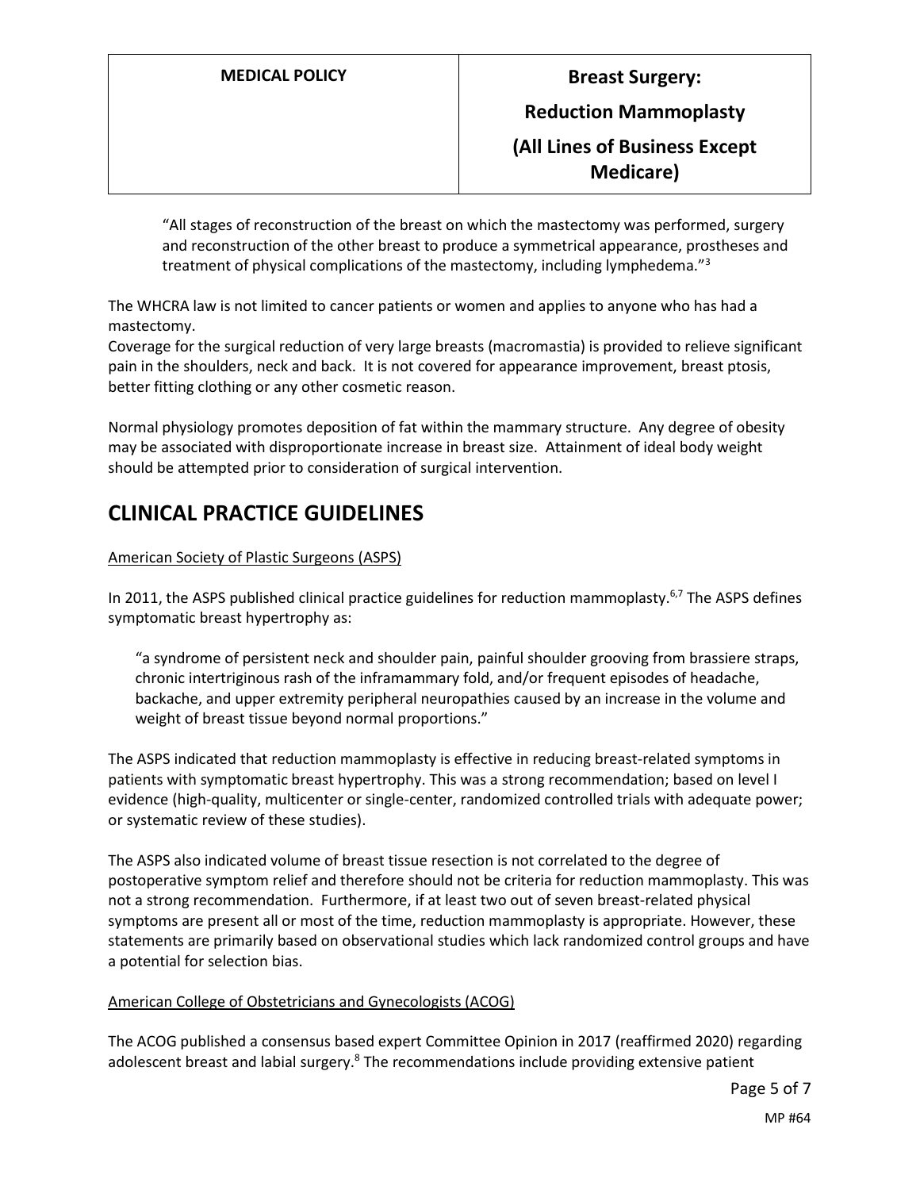"All stages of reconstruction of the breast on which the mastectomy was performed, surgery and reconstruction of the other breast to produce a symmetrical appearance, prostheses and treatment of physical complications of the mastectomy, including lymphedema."[3]

The WHCRA law is not limited to cancer patients or women and applies to anyone who has had a mastectomy.
Coverage for the surgical reduction of very large breasts (macromastia) is provided to relieve significant pain in the shoulders, neck and back. It is not covered for appearance improvement, breast ptosis, better fitting clothing or any other cosmetic reason.

Normal physiology promotes deposition of fat within the mammary structure. Any degree of obesity may be associated with disproportionate increase in breast size. Attainment of ideal body weight should be attempted prior to consideration of surgical intervention.

# CLINICAL PRACTICE GUIDELINES

American Society of Plastic Surgeons (ASPS)

In 2011, the ASPS published clinical practice guidelines for reduction mammoplasty.[6,7] The ASPS defines symptomatic breast hypertrophy as:

"a syndrome of persistent neck and shoulder pain, painful shoulder grooving from brassiere straps, chronic intertriginous rash of the inframammary fold, and/or frequent episodes of headache, backache, and upper extremity peripheral neuropathies caused by an increase in the volume and weight of breast tissue beyond normal proportions."

The ASPS indicated that reduction mammoplasty is effective in reducing breast-related symptoms in patients with symptomatic breast hypertrophy. This was a strong recommendation; based on level I evidence (high-quality, multicenter or single-center, randomized controlled trials with adequate power; or systematic review of these studies).

The ASPS also indicated volume of breast tissue resection is not correlated to the degree of postoperative symptom relief and therefore should not be criteria for reduction mammoplasty. This was not a strong recommendation. Furthermore, if at least two out of seven breast-related physical symptoms are present all or most of the time, reduction mammoplasty is appropriate. However, these statements are primarily based on observational studies which lack randomized control groups and have a potential for selection bias.

American College of Obstetricians and Gynecologists (ACOG)

The ACOG published a consensus based expert Committee Opinion in 2017 (reaffirmed 2020) regarding adolescent breast and labial surgery.[8] The recommendations include providing extensive patient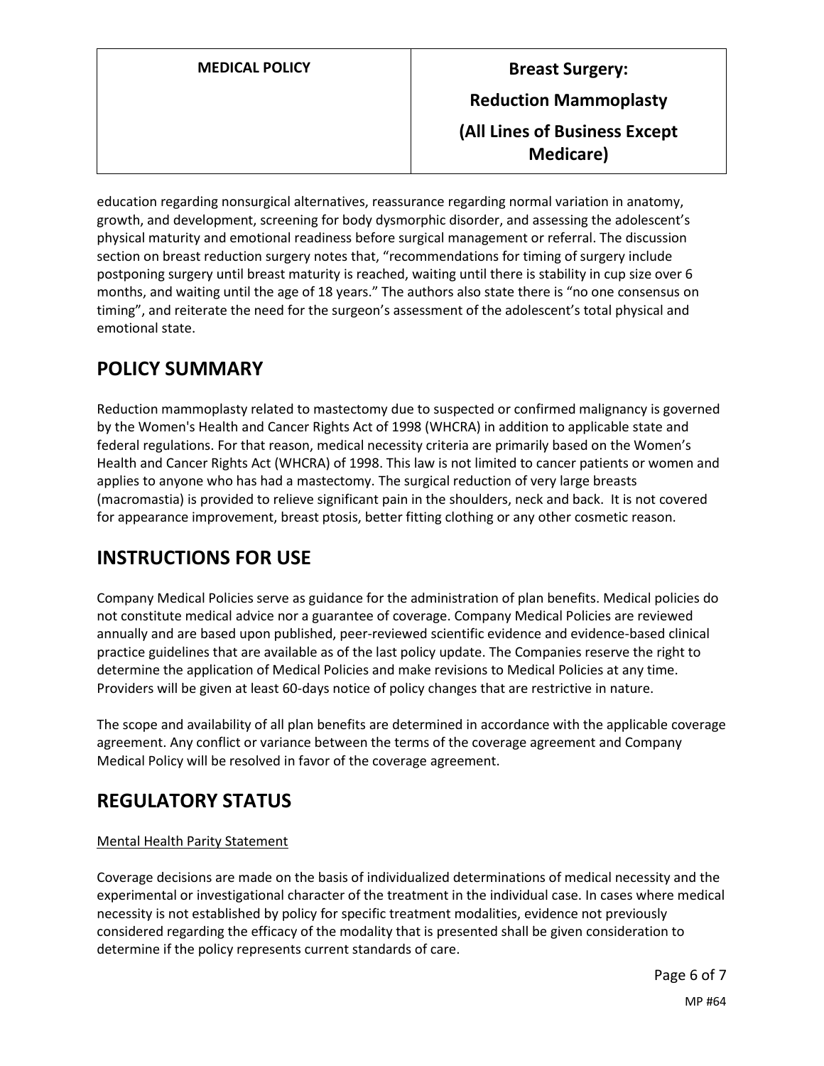education regarding nonsurgical alternatives, reassurance regarding normal variation in anatomy, growth, and development, screening for body dysmorphic disorder, and assessing the adolescent's physical maturity and emotional readiness before surgical management or referral. The discussion section on breast reduction surgery notes that, "recommendations for timing of surgery include postponing surgery until breast maturity is reached, waiting until there is stability in cup size over 6 months, and waiting until the age of 18 years." The authors also state there is "no one consensus on timing", and reiterate the need for the surgeon's assessment of the adolescent's total physical and emotional state.

# POLICY SUMMARY

Reduction mammoplasty related to mastectomy due to suspected or confirmed malignancy is governed by the Women's Health and Cancer Rights Act of 1998 (WHCRA) in addition to applicable state and federal regulations. For that reason, medical necessity criteria are primarily based on the Women's Health and Cancer Rights Act (WHCRA) of 1998. This law is not limited to cancer patients or women and applies to anyone who has had a mastectomy. The surgical reduction of very large breasts (macromastia) is provided to relieve significant pain in the shoulders, neck and back. It is not covered for appearance improvement, breast ptosis, better fitting clothing or any other cosmetic reason.

# INSTRUCTIONS FOR USE

Company Medical Policies serve as guidance for the administration of plan benefits. Medical policies do not constitute medical advice nor a guarantee of coverage. Company Medical Policies are reviewed annually and are based upon published, peer-reviewed scientific evidence and evidence-based clinical practice guidelines that are available as of the last policy update. The Companies reserve the right to determine the application of Medical Policies and make revisions to Medical Policies at any time. Providers will be given at least 60-days notice of policy changes that are restrictive in nature.

The scope and availability of all plan benefits are determined in accordance with the applicable coverage agreement. Any conflict or variance between the terms of the coverage agreement and Company Medical Policy will be resolved in favor of the coverage agreement.

# REGULATORY STATUS

Mental Health Parity Statement

Coverage decisions are made on the basis of individualized determinations of medical necessity and the experimental or investigational character of the treatment in the individual case. In cases where medical necessity is not established by policy for specific treatment modalities, evidence not previously considered regarding the efficacy of the modality that is presented shall be given consideration to determine if the policy represents current standards of care.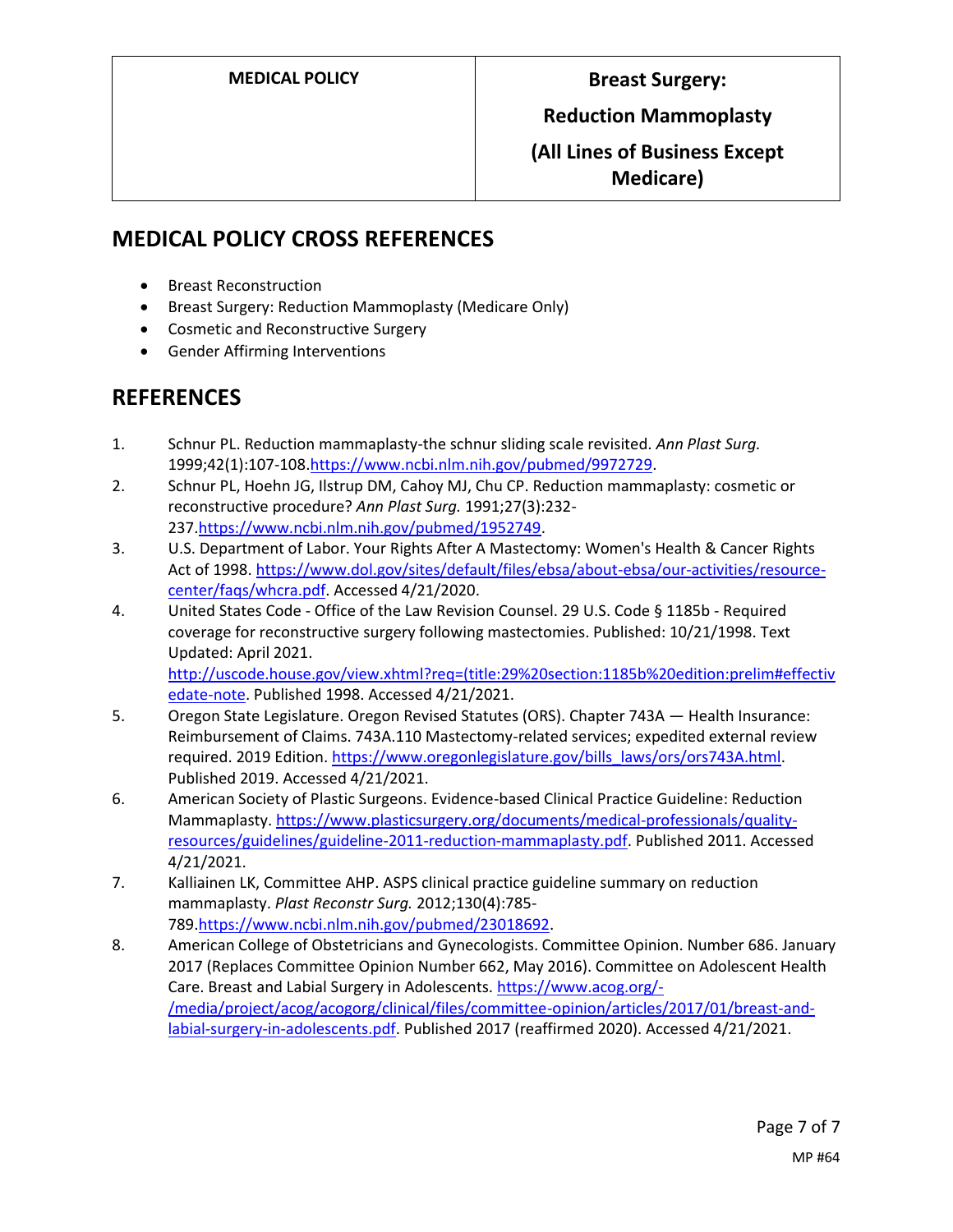## MEDICAL POLICY CROSS REFERENCES

- Breast Reconstruction
- Breast Surgery: Reduction Mammoplasty (Medicare Only)
- Cosmetic and Reconstructive Surgery
- Gender Affirming Interventions

## REFERENCES

1. Schnur PL. Reduction mammaplasty-the schnur sliding scale revisited. *Ann Plast Surg.* 1999;42(1):107-108.https://www.ncbi.nlm.nih.gov/pubmed/9972729.
2. Schnur PL, Hoehn JG, Ilstrup DM, Cahoy MJ, Chu CP. Reduction mammaplasty: cosmetic or reconstructive procedure? *Ann Plast Surg.* 1991;27(3):232-237.https://www.ncbi.nlm.nih.gov/pubmed/1952749.
3. U.S. Department of Labor. Your Rights After A Mastectomy: Women's Health & Cancer Rights Act of 1998. https://www.dol.gov/sites/default/files/ebsa/about-ebsa/our-activities/resource-center/faqs/whcra.pdf. Accessed 4/21/2020.
4. United States Code - Office of the Law Revision Counsel. 29 U.S. Code § 1185b - Required coverage for reconstructive surgery following mastectomies. Published: 10/21/1998. Text Updated: April 2021. http://uscode.house.gov/view.xhtml?req=(title:29%20section:1185b%20edition:prelim#effectivedate-note. Published 1998. Accessed 4/21/2021.
5. Oregon State Legislature. Oregon Revised Statutes (ORS). Chapter 743A — Health Insurance: Reimbursement of Claims. 743A.110 Mastectomy-related services; expedited external review required. 2019 Edition. https://www.oregonlegislature.gov/bills_laws/ors/ors743A.html. Published 2019. Accessed 4/21/2021.
6. American Society of Plastic Surgeons. Evidence-based Clinical Practice Guideline: Reduction Mammaplasty. https://www.plasticsurgery.org/documents/medical-professionals/quality-resources/guidelines/guideline-2011-reduction-mammaplasty.pdf. Published 2011. Accessed 4/21/2021.
7. Kalliainen LK, Committee AHP. ASPS clinical practice guideline summary on reduction mammaplasty. *Plast Reconstr Surg.* 2012;130(4):785-789.https://www.ncbi.nlm.nih.gov/pubmed/23018692.
8. American College of Obstetricians and Gynecologists. Committee Opinion. Number 686. January 2017 (Replaces Committee Opinion Number 662, May 2016). Committee on Adolescent Health Care. Breast and Labial Surgery in Adolescents. https://www.acog.org/-/media/project/acog/acogorg/clinical/files/committee-opinion/articles/2017/01/breast-and-labial-surgery-in-adolescents.pdf. Published 2017 (reaffirmed 2020). Accessed 4/21/2021.